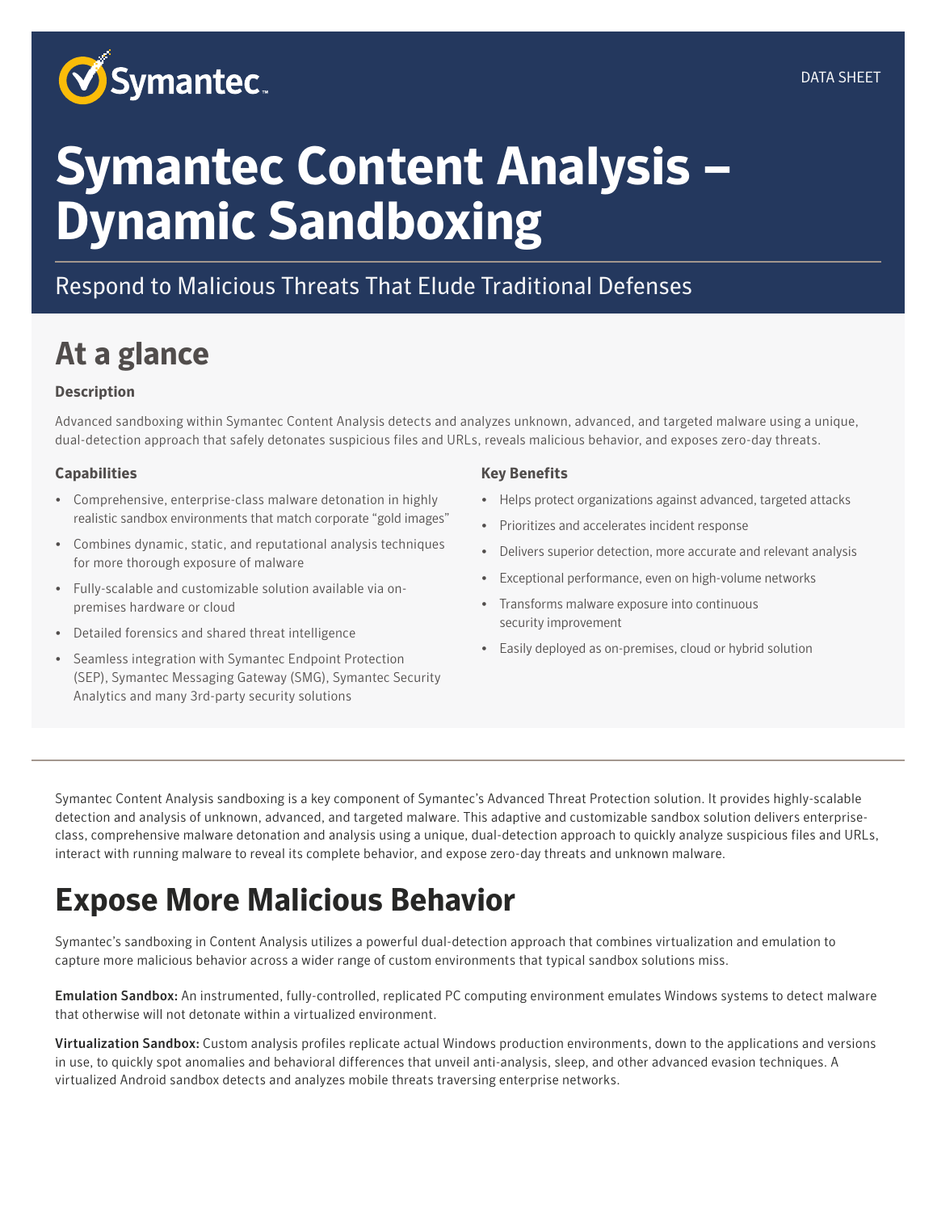DATA SHEET

# Symantec Content Analysis – Dynamic Sandboxing

Respond to Malicious Threats That Elude Traditional Defenses

## At a glance

### Description

Advanced sandboxing within Symantec Content Analysis detects and analyzes unknown, advanced, and targeted malware using a unique, dual-detection approach that safely detonates suspicious files and URLs, reveals malicious behavior, and exposes zero-day threats.

### Capabilities

- Comprehensive, enterprise-class malware detonation in highly realistic sandbox environments that match corporate "gold images"
- Combines dynamic, static, and reputational analysis techniques for more thorough exposure of malware
- Fully-scalable and customizable solution available via on-premises hardware or cloud
- Detailed forensics and shared threat intelligence
- Seamless integration with Symantec Endpoint Protection (SEP), Symantec Messaging Gateway (SMG), Symantec Security Analytics and many 3rd-party security solutions

### Key Benefits

- Helps protect organizations against advanced, targeted attacks
- Prioritizes and accelerates incident response
- Delivers superior detection, more accurate and relevant analysis
- Exceptional performance, even on high-volume networks
- Transforms malware exposure into continuous security improvement
- Easily deployed as on-premises, cloud or hybrid solution

Symantec Content Analysis sandboxing is a key component of Symantec's Advanced Threat Protection solution. It provides highly-scalable detection and analysis of unknown, advanced, and targeted malware. This adaptive and customizable sandbox solution delivers enterprise-class, comprehensive malware detonation and analysis using a unique, dual-detection approach to quickly analyze suspicious files and URLs, interact with running malware to reveal its complete behavior, and expose zero-day threats and unknown malware.

## Expose More Malicious Behavior

Symantec's sandboxing in Content Analysis utilizes a powerful dual-detection approach that combines virtualization and emulation to capture more malicious behavior across a wider range of custom environments that typical sandbox solutions miss.

**Emulation Sandbox:** An instrumented, fully-controlled, replicated PC computing environment emulates Windows systems to detect malware that otherwise will not detonate within a virtualized environment.

**Virtualization Sandbox:** Custom analysis profiles replicate actual Windows production environments, down to the applications and versions in use, to quickly spot anomalies and behavioral differences that unveil anti-analysis, sleep, and other advanced evasion techniques. A virtualized Android sandbox detects and analyzes mobile threats traversing enterprise networks.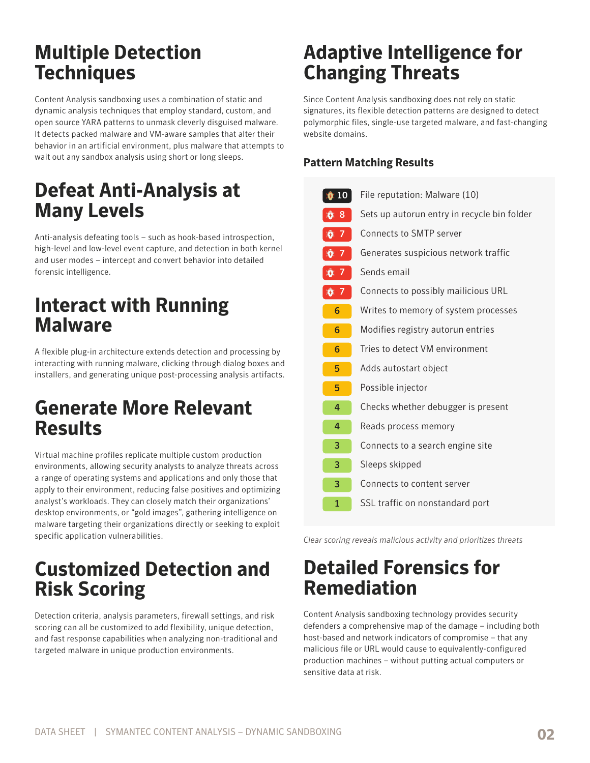## Multiple Detection Techniques

Content Analysis sandboxing uses a combination of static and dynamic analysis techniques that employ standard, custom, and open source YARA patterns to unmask cleverly disguised malware. It detects packed malware and VM-aware samples that alter their behavior in an artificial environment, plus malware that attempts to wait out any sandbox analysis using short or long sleeps.

## Defeat Anti-Analysis at Many Levels

Anti-analysis defeating tools – such as hook-based introspection, high-level and low-level event capture, and detection in both kernel and user modes – intercept and convert behavior into detailed forensic intelligence.

## Interact with Running Malware

A flexible plug-in architecture extends detection and processing by interacting with running malware, clicking through dialog boxes and installers, and generating unique post-processing analysis artifacts.

## Generate More Relevant Results

Virtual machine profiles replicate multiple custom production environments, allowing security analysts to analyze threats across a range of operating systems and applications and only those that apply to their environment, reducing false positives and optimizing analyst's workloads. They can closely match their organizations' desktop environments, or "gold images", gathering intelligence on malware targeting their organizations directly or seeking to exploit specific application vulnerabilities.

## Customized Detection and Risk Scoring

Detection criteria, analysis parameters, firewall settings, and risk scoring can all be customized to add flexibility, unique detection, and fast response capabilities when analyzing non-traditional and targeted malware in unique production environments.

## Adaptive Intelligence for Changing Threats

Since Content Analysis sandboxing does not rely on static signatures, its flexible detection patterns are designed to detect polymorphic files, single-use targeted malware, and fast-changing website domains.

### Pattern Matching Results

| Score | Result |
|---|---|
| 10 | File reputation: Malware (10) |
| 8 | Sets up autorun entry in recycle bin folder |
| 7 | Connects to SMTP server |
| 7 | Generates suspicious network traffic |
| 7 | Sends email |
| 7 | Connects to possibly mailicious URL |
| 6 | Writes to memory of system processes |
| 6 | Modifies registry autorun entries |
| 6 | Tries to detect VM environment |
| 5 | Adds autostart object |
| 5 | Possible injector |
| 4 | Checks whether debugger is present |
| 4 | Reads process memory |
| 3 | Connects to a search engine site |
| 3 | Sleeps skipped |
| 3 | Connects to content server |
| 1 | SSL traffic on nonstandard port |

*Clear scoring reveals malicious activity and prioritizes threats*

## Detailed Forensics for Remediation

Content Analysis sandboxing technology provides security defenders a comprehensive map of the damage – including both host-based and network indicators of compromise – that any malicious file or URL would cause to equivalently-configured production machines – without putting actual computers or sensitive data at risk.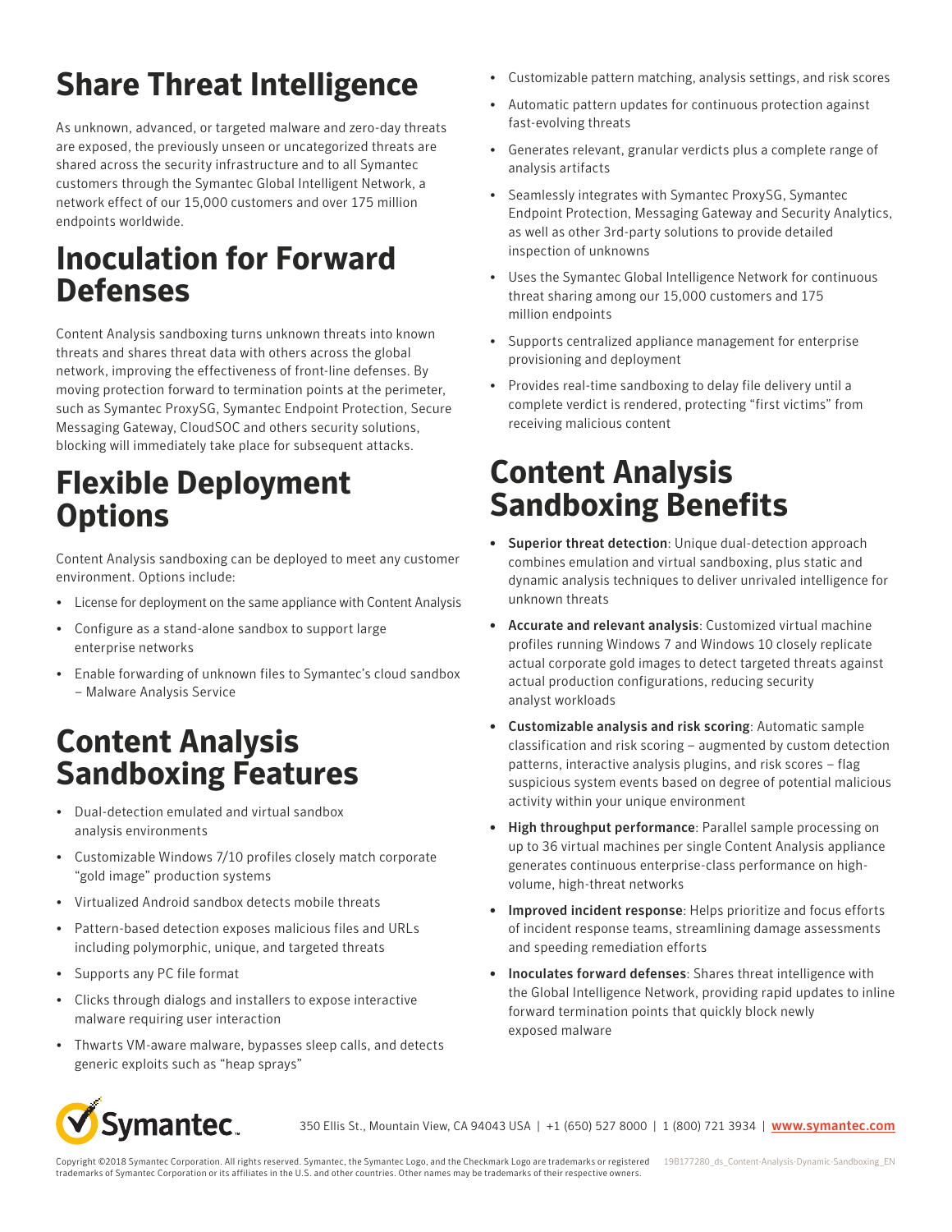# Share Threat Intelligence

As unknown, advanced, or targeted malware and zero-day threats are exposed, the previously unseen or uncategorized threats are shared across the security infrastructure and to all Symantec customers through the Symantec Global Intelligent Network, a network effect of our 15,000 customers and over 175 million endpoints worldwide.

# Inoculation for Forward Defenses

Content Analysis sandboxing turns unknown threats into known threats and shares threat data with others across the global network, improving the effectiveness of front-line defenses. By moving protection forward to termination points at the perimeter, such as Symantec ProxySG, Symantec Endpoint Protection, Secure Messaging Gateway, CloudSOC and others security solutions, blocking will immediately take place for subsequent attacks.

# Flexible Deployment Options

Content Analysis sandboxing can be deployed to meet any customer environment. Options include:

- License for deployment on the same appliance with Content Analysis
- Configure as a stand-alone sandbox to support large enterprise networks
- Enable forwarding of unknown files to Symantec's cloud sandbox – Malware Analysis Service

# Content Analysis Sandboxing Features

- Dual-detection emulated and virtual sandbox analysis environments
- Customizable Windows 7/10 profiles closely match corporate "gold image" production systems
- Virtualized Android sandbox detects mobile threats
- Pattern-based detection exposes malicious files and URLs including polymorphic, unique, and targeted threats
- Supports any PC file format
- Clicks through dialogs and installers to expose interactive malware requiring user interaction
- Thwarts VM-aware malware, bypasses sleep calls, and detects generic exploits such as "heap sprays"
- Customizable pattern matching, analysis settings, and risk scores
- Automatic pattern updates for continuous protection against fast-evolving threats
- Generates relevant, granular verdicts plus a complete range of analysis artifacts
- Seamlessly integrates with Symantec ProxySG, Symantec Endpoint Protection, Messaging Gateway and Security Analytics, as well as other 3rd-party solutions to provide detailed inspection of unknowns
- Uses the Symantec Global Intelligence Network for continuous threat sharing among our 15,000 customers and 175 million endpoints
- Supports centralized appliance management for enterprise provisioning and deployment
- Provides real-time sandboxing to delay file delivery until a complete verdict is rendered, protecting "first victims" from receiving malicious content

# Content Analysis Sandboxing Benefits

- **Superior threat detection**: Unique dual-detection approach combines emulation and virtual sandboxing, plus static and dynamic analysis techniques to deliver unrivaled intelligence for unknown threats
- **Accurate and relevant analysis**: Customized virtual machine profiles running Windows 7 and Windows 10 closely replicate actual corporate gold images to detect targeted threats against actual production configurations, reducing security analyst workloads
- **Customizable analysis and risk scoring**: Automatic sample classification and risk scoring – augmented by custom detection patterns, interactive analysis plugins, and risk scores – flag suspicious system events based on degree of potential malicious activity within your unique environment
- **High throughput performance**: Parallel sample processing on up to 36 virtual machines per single Content Analysis appliance generates continuous enterprise-class performance on high-volume, high-threat networks
- **Improved incident response**: Helps prioritize and focus efforts of incident response teams, streamlining damage assessments and speeding remediation efforts
- **Inoculates forward defenses**: Shares threat intelligence with the Global Intelligence Network, providing rapid updates to inline forward termination points that quickly block newly exposed malware

Symantec

350 Ellis St., Mountain View, CA 94043 USA | +1 (650) 527 8000 | 1 (800) 721 3934 | www.symantec.com

Copyright ©2018 Symantec Corporation. All rights reserved. Symantec, the Symantec Logo, and the Checkmark Logo are trademarks or registered trademarks of Symantec Corporation or its affiliates in the U.S. and other countries. Other names may be trademarks of their respective owners.

19B177280_ds_Content-Analysis-Dynamic-Sandboxing_EN